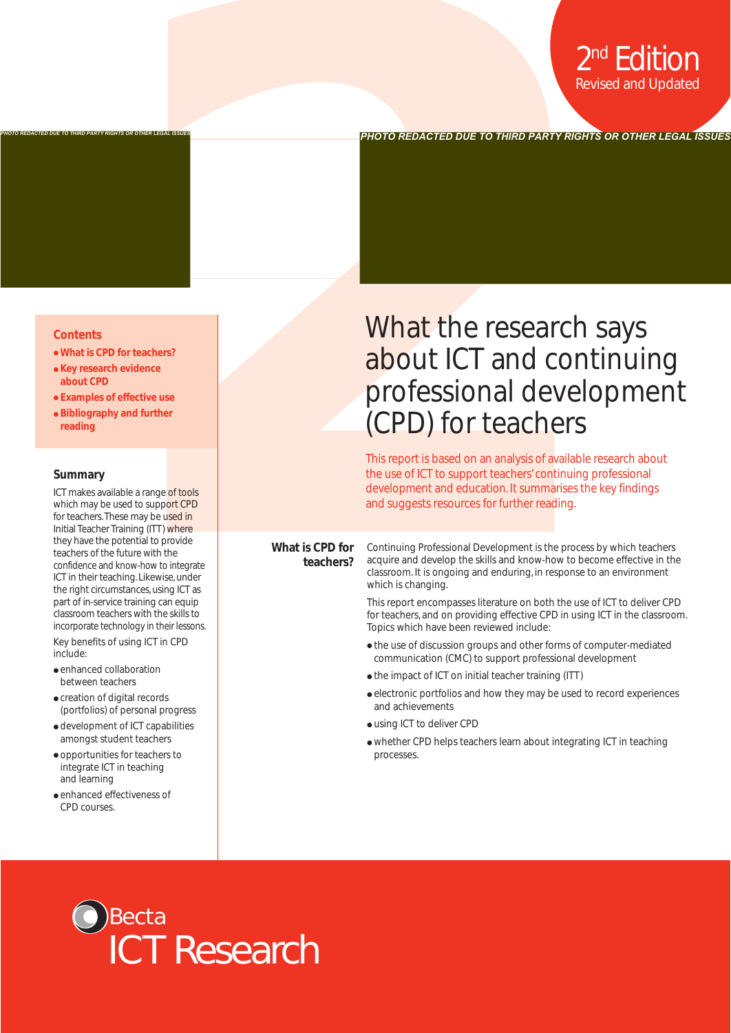2nd Edition
Revised and Updated

PHOTO REDACTED DUE TO THIRD PARTY RIGHTS OR OTHER LEGAL ISSUES

PHOTO REDACTED DUE TO THIRD PARTY RIGHTS OR OTHER LEGAL ISSUES

# What the research says about ICT and continuing professional development (CPD) for teachers

This report is based on an analysis of available research about the use of ICT to support teachers' continuing professional development and education. It summarises the key findings and suggests resources for further reading.

**Contents**

- **What is CPD for teachers?**
- **Key research evidence about CPD**
- **Examples of effective use**
- **Bibliography and further reading**

**Summary**

ICT makes available a range of tools which may be used to support CPD for teachers. These may be used in Initial Teacher Training (ITT) where they have the potential to provide teachers of the future with the confidence and know-how to integrate ICT in their teaching. Likewise, under the right circumstances, using ICT as part of in-service training can equip classroom teachers with the skills to incorporate technology in their lessons.

Key benefits of using ICT in CPD include:

- enhanced collaboration between teachers
- creation of digital records (portfolios) of personal progress
- development of ICT capabilities amongst student teachers
- opportunities for teachers to integrate ICT in teaching and learning
- enhanced effectiveness of CPD courses.

## What is CPD for teachers?

Continuing Professional Development is the process by which teachers acquire and develop the skills and know-how to become effective in the classroom. It is ongoing and enduring, in response to an environment which is changing.

This report encompasses literature on both the use of ICT to deliver CPD for teachers, and on providing effective CPD in using ICT in the classroom. Topics which have been reviewed include:

- the use of discussion groups and other forms of computer-mediated communication (CMC) to support professional development
- the impact of ICT on initial teacher training (ITT)
- electronic portfolios and how they may be used to record experiences and achievements
- using ICT to deliver CPD
- whether CPD helps teachers learn about integrating ICT in teaching processes.

Becta
ICT Research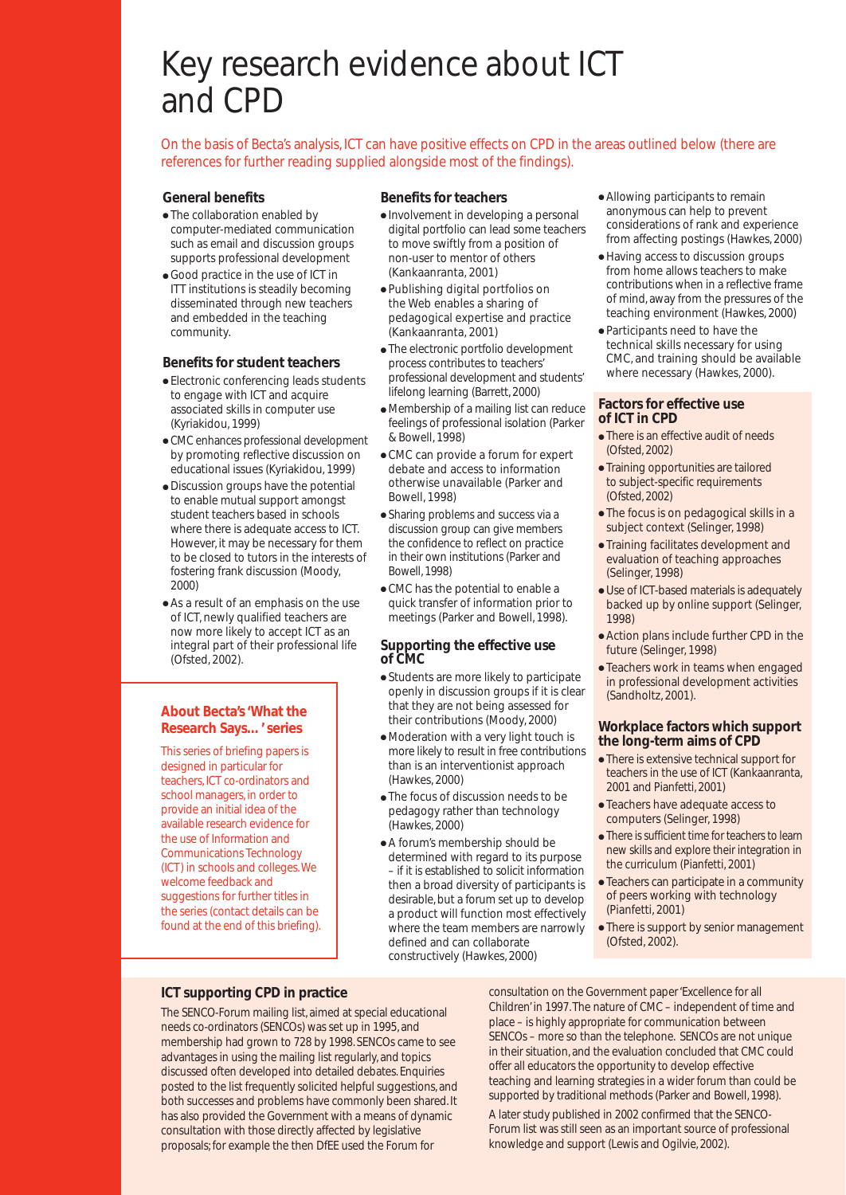# Key research evidence about ICT and CPD

On the basis of Becta's analysis, ICT can have positive effects on CPD in the areas outlined below (there are references for further reading supplied alongside most of the findings).

### General benefits

- The collaboration enabled by computer-mediated communication such as email and discussion groups supports professional development
- Good practice in the use of ICT in ITT institutions is steadily becoming disseminated through new teachers and embedded in the teaching community.

### Benefits for student teachers

- Electronic conferencing leads students to engage with ICT and acquire associated skills in computer use (Kyriakidou, 1999)
- CMC enhances professional development by promoting reflective discussion on educational issues (Kyriakidou, 1999)
- Discussion groups have the potential to enable mutual support amongst student teachers based in schools where there is adequate access to ICT. However, it may be necessary for them to be closed to tutors in the interests of fostering frank discussion (Moody, 2000)
- As a result of an emphasis on the use of ICT, newly qualified teachers are now more likely to accept ICT as an integral part of their professional life (Ofsted, 2002).

### About Becta's 'What the Research Says… ' series

This series of briefing papers is designed in particular for teachers, ICT co-ordinators and school managers, in order to provide an initial idea of the available research evidence for the use of Information and Communications Technology (ICT) in schools and colleges. We welcome feedback and suggestions for further titles in the series (contact details can be found at the end of this briefing).

### Benefits for teachers

- Involvement in developing a personal digital portfolio can lead some teachers to move swiftly from a position of non-user to mentor of others (Kankaanranta, 2001)
- Publishing digital portfolios on the Web enables a sharing of pedagogical expertise and practice (Kankaanranta, 2001)
- The electronic portfolio development process contributes to teachers' professional development and students' lifelong learning (Barrett, 2000)
- Membership of a mailing list can reduce feelings of professional isolation (Parker & Bowell, 1998)
- CMC can provide a forum for expert debate and access to information otherwise unavailable (Parker and Bowell, 1998)
- Sharing problems and success via a discussion group can give members the confidence to reflect on practice in their own institutions (Parker and Bowell, 1998)
- CMC has the potential to enable a quick transfer of information prior to meetings (Parker and Bowell, 1998).

### Supporting the effective use of CMC

- Students are more likely to participate openly in discussion groups if it is clear that they are not being assessed for their contributions (Moody, 2000)
- Moderation with a very light touch is more likely to result in free contributions than is an interventionist approach (Hawkes, 2000)
- The focus of discussion needs to be pedagogy rather than technology (Hawkes, 2000)
- A forum's membership should be determined with regard to its purpose – if it is established to solicit information then a broad diversity of participants is desirable, but a forum set up to develop a product will function most effectively where the team members are narrowly defined and can collaborate constructively (Hawkes, 2000)
- Allowing participants to remain anonymous can help to prevent considerations of rank and experience from affecting postings (Hawkes, 2000)
- Having access to discussion groups from home allows teachers to make contributions when in a reflective frame of mind, away from the pressures of the teaching environment (Hawkes, 2000)
- Participants need to have the technical skills necessary for using CMC, and training should be available where necessary (Hawkes, 2000).

### Factors for effective use of ICT in CPD

- There is an effective audit of needs (Ofsted, 2002)
- Training opportunities are tailored to subject-specific requirements (Ofsted, 2002)
- The focus is on pedagogical skills in a subject context (Selinger, 1998)
- Training facilitates development and evaluation of teaching approaches (Selinger, 1998)
- Use of ICT-based materials is adequately backed up by online support (Selinger, 1998)
- Action plans include further CPD in the future (Selinger, 1998)
- Teachers work in teams when engaged in professional development activities (Sandholtz, 2001).

### Workplace factors which support the long-term aims of CPD

- There is extensive technical support for teachers in the use of ICT (Kankaanranta, 2001 and Pianfetti, 2001)
- Teachers have adequate access to computers (Selinger, 1998)
- There is sufficient time for teachers to learn new skills and explore their integration in the curriculum (Pianfetti, 2001)
- Teachers can participate in a community of peers working with technology (Pianfetti, 2001)
- There is support by senior management (Ofsted, 2002).

### ICT supporting CPD in practice

The SENCO-Forum mailing list, aimed at special educational needs co-ordinators (SENCOs) was set up in 1995, and membership had grown to 728 by 1998. SENCOs came to see advantages in using the mailing list regularly, and topics discussed often developed into detailed debates. Enquiries posted to the list frequently solicited helpful suggestions, and both successes and problems have commonly been shared. It has also provided the Government with a means of dynamic consultation with those directly affected by legislative proposals; for example the then DfEE used the Forum for consultation on the Government paper 'Excellence for all Children' in 1997. The nature of CMC – independent of time and place – is highly appropriate for communication between SENCOs – more so than the telephone. SENCOs are not unique in their situation, and the evaluation concluded that CMC could offer all educators the opportunity to develop effective teaching and learning strategies in a wider forum than could be supported by traditional methods (Parker and Bowell, 1998).

A later study published in 2002 confirmed that the SENCO-Forum list was still seen as an important source of professional knowledge and support (Lewis and Ogilvie, 2002).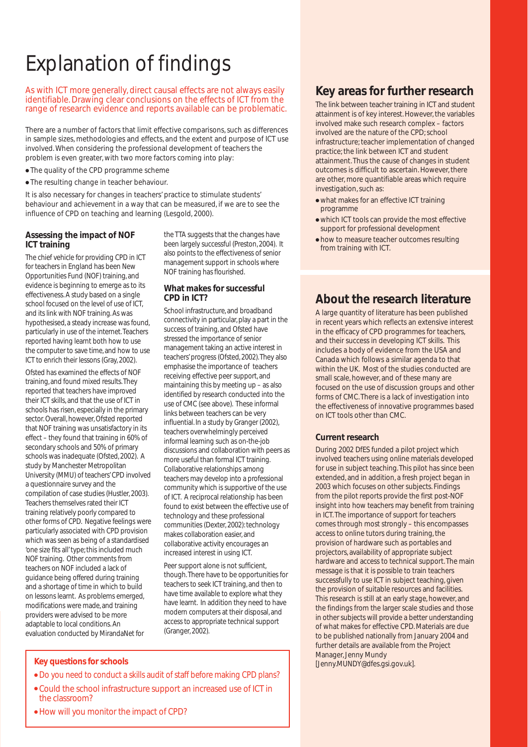# Explanation of findings

As with ICT more generally, direct causal effects are not always easily identifiable. Drawing clear conclusions on the effects of ICT from the range of research evidence and reports available can be problematic.

There are a number of factors that limit effective comparisons, such as differences in sample sizes, methodologies and effects, and the extent and purpose of ICT use involved. When considering the professional development of teachers the problem is even greater, with two more factors coming into play:

- The quality of the CPD programme scheme
- The resulting change in teacher behaviour.

It is also necessary for changes in teachers' practice to stimulate students' behaviour and achievement in a way that can be measured, if we are to see the influence of CPD on teaching and learning (Lesgold, 2000).

### Assessing the impact of NOF ICT training

The chief vehicle for providing CPD in ICT for teachers in England has been New Opportunities Fund (NOF) training, and evidence is beginning to emerge as to its effectiveness. A study based on a single school focused on the level of use of ICT, and its link with NOF training. As was hypothesised, a steady increase was found, particularly in use of the internet. Teachers reported having learnt both how to use the computer to save time, and how to use ICT to enrich their lessons (Gray, 2002).

Ofsted has examined the effects of NOF training, and found mixed results. They reported that teachers have improved their ICT skills, and that the use of ICT in schools has risen, especially in the primary sector. Overall, however, Ofsted reported that NOF training was unsatisfactory in its effect – they found that training in 60% of secondary schools and 50% of primary schools was inadequate (Ofsted, 2002). A study by Manchester Metropolitan University (MMU) of teachers' CPD involved a questionnaire survey and the compilation of case studies (Hustler, 2003). Teachers themselves rated their ICT training relatively poorly compared to other forms of CPD. Negative feelings were particularly associated with CPD provision which was seen as being of a standardised 'one size fits all' type; this included much NOF training. Other comments from teachers on NOF included a lack of guidance being offered during training and a shortage of time in which to build on lessons learnt. As problems emerged, modifications were made, and training providers were advised to be more adaptable to local conditions. An evaluation conducted by MirandaNet for the TTA suggests that the changes have been largely successful (Preston, 2004). It also points to the effectiveness of senior management support in schools where NOF training has flourished.

### What makes for successful CPD in ICT?

School infrastructure, and broadband connectivity in particular, play a part in the success of training, and Ofsted have stressed the importance of senior management taking an active interest in teachers' progress (Ofsted, 2002). They also emphasise the importance of teachers receiving effective peer support, and maintaining this by meeting up – as also identified by research conducted into the use of CMC (see above). These informal links between teachers can be very influential. In a study by Granger (2002), teachers overwhelmingly perceived informal learning such as on-the-job discussions and collaboration with peers as more useful than formal ICT training. Collaborative relationships among teachers may develop into a professional community which is supportive of the use of ICT. A reciprocal relationship has been found to exist between the effective use of technology and these professional communities (Dexter, 2002): technology makes collaboration easier, and collaborative activity encourages an increased interest in using ICT.

Peer support alone is not sufficient, though. There have to be opportunities for teachers to seek ICT training, and then to have time available to explore what they have learnt. In addition they need to have modern computers at their disposal, and access to appropriate technical support (Granger, 2002).

**Key questions for schools**

- Do you need to conduct a skills audit of staff before making CPD plans?
- Could the school infrastructure support an increased use of ICT in the classroom?
- How will you monitor the impact of CPD?

## Key areas for further research

The link between teacher training in ICT and student attainment is of key interest. However, the variables involved make such research complex – factors involved are the nature of the CPD; school infrastructure; teacher implementation of changed practice; the link between ICT and student attainment. Thus the cause of changes in student outcomes is difficult to ascertain. However, there are other, more quantifiable areas which require investigation, such as:

- what makes for an effective ICT training programme
- which ICT tools can provide the most effective support for professional development
- how to measure teacher outcomes resulting from training with ICT.

## About the research literature

A large quantity of literature has been published in recent years which reflects an extensive interest in the efficacy of CPD programmes for teachers, and their success in developing ICT skills. This includes a body of evidence from the USA and Canada which follows a similar agenda to that within the UK. Most of the studies conducted are small scale, however, and of these many are focused on the use of discussion groups and other forms of CMC. There is a lack of investigation into the effectiveness of innovative programmes based on ICT tools other than CMC.

### Current research

During 2002 DfES funded a pilot project which involved teachers using online materials developed for use in subject teaching. This pilot has since been extended, and in addition, a fresh project began in 2003 which focuses on other subjects. Findings from the pilot reports provide the first post-NOF insight into how teachers may benefit from training in ICT. The importance of support for teachers comes through most strongly – this encompasses access to online tutors during training, the provision of hardware such as portables and projectors, availability of appropriate subject hardware and access to technical support. The main message is that it is possible to train teachers successfully to use ICT in subject teaching, given the provision of suitable resources and facilities. This research is still at an early stage, however, and the findings from the larger scale studies and those in other subjects will provide a better understanding of what makes for effective CPD. Materials are due to be published nationally from January 2004 and further details are available from the Project Manager, Jenny Mundy [Jenny.MUNDY@dfes.gsi.gov.uk].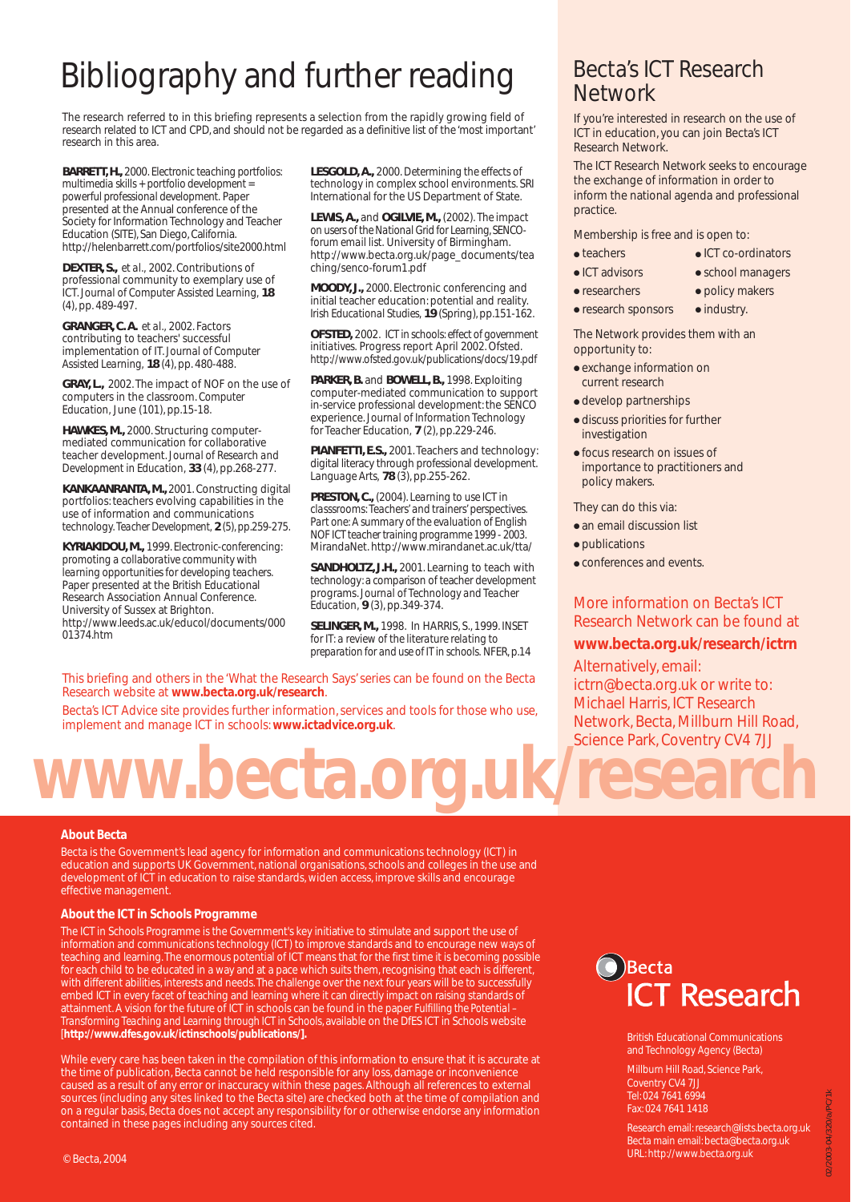# Bibliography and further reading

The research referred to in this briefing represents a selection from the rapidly growing field of research related to ICT and CPD, and should not be regarded as a definitive list of the 'most important' research in this area.

**BARRETT, H.,** 2000. *Electronic teaching portfolios: multimedia skills + portfolio development = powerful professional development.* Paper presented at the Annual conference of the Society for Information Technology and Teacher Education (SITE), San Diego, California. http://helenbarrett.com/portfolios/site2000.html

**DEXTER, S.,** *et al.*, 2002. Contributions of professional community to exemplary use of ICT. *Journal of Computer Assisted Learning*, **18** (4), pp. 489-497.

**GRANGER, C.A.** *et al.*, 2002. Factors contributing to teachers' successful implementation of IT. *Journal of Computer Assisted Learning*, **18** (4), pp. 480-488.

**GRAY, L.,** 2002. The impact of NOF on the use of computers in the classroom. *Computer Education*, June (101), pp.15-18.

**HAWKES, M.,** 2000. Structuring computer-mediated communication for collaborative teacher development. *Journal of Research and Development in Education*, **33** (4), pp.268-277.

**KANKAANRANTA, M.,** 2001. Constructing digital portfolios: teachers evolving capabilities in the use of information and communications technology. *Teacher Development*, **2** (5), pp.259-275.

**KYRIAKIDOU, M.,** 1999. *Electronic-conferencing: promoting a collaborative community with learning opportunities for developing teachers.* Paper presented at the British Educational Research Association Annual Conference. University of Sussex at Brighton. http://www.leeds.ac.uk/educol/documents/00001374.htm

**LESGOLD, A.,** 2000. *Determining the effects of technology in complex school environments.* SRI International for the US Department of State.

**LEWIS, A.,** and **OGILVIE, M.,** (2002). *The impact on users of the National Grid for Learning, SENCO-forum email list.* University of Birmingham. http://www.becta.org.uk/page_documents/teaching/senco-forum1.pdf

**MOODY, J.,** 2000. Electronic conferencing and initial teacher education: potential and reality. *Irish Educational Studies*, **19** (Spring), pp.151-162.

**OFSTED,** 2002. *ICT in schools: effect of government initiatives. Progress report April 2002.* Ofsted. http://www.ofsted.gov.uk/publications/docs/19.pdf

**PARKER, B.** and **BOWELL, B.,** 1998. Exploiting computer-mediated communication to support in-service professional development: the SENCO experience. *Journal of Information Technology for Teacher Education*, **7** (2), pp.229-246.

**PIANFETTI, E.S.,** 2001. Teachers and technology: digital literacy through professional development. *Language Arts*, **78** (3), pp.255-262.

**PRESTON, C.,** (2004). *Learning to use ICT in classsrooms: Teachers' and trainers' perspectives. Part one: A summary of the evaluation of English NOF ICT teacher training programme 1999 - 2003.* MirandaNet. http://www.mirandanet.ac.uk/tta/

**SANDHOLTZ, J.H.,** 2001. Learning to teach with technology: a comparison of teacher development programs. *Journal of Technology and Teacher Education*, **9** (3), pp.349-374.

**SELINGER, M.,** 1998. In HARRIS, S., 1999. *INSET for IT: a review of the literature relating to preparation for and use of IT in schools.* NFER, p.14

This briefing and others in the 'What the Research Says' series can be found on the Becta Research website at **www.becta.org.uk/research**.

Becta's ICT Advice site provides further information, services and tools for those who use, implement and manage ICT in schools: **www.ictadvice.org.uk**.

## Becta's ICT Research Network

If you're interested in research on the use of ICT in education, you can join Becta's ICT Research Network.

The ICT Research Network seeks to encourage the exchange of information in order to inform the national agenda and professional practice.

Membership is free and is open to:

- teachers
- ICT co-ordinators
- ICT advisors
- school managers
- researchers
- policy makers
- research sponsors
- industry.

The Network provides them with an opportunity to:

- exchange information on current research
- develop partnerships
- discuss priorities for further investigation
- focus research on issues of importance to practitioners and policy makers.

They can do this via:

- an email discussion list
- publications
- conferences and events.

More information on Becta's ICT Research Network can be found at **www.becta.org.uk/research/ictrn**

Alternatively, email: ictrn@becta.org.uk or write to: Michael Harris, ICT Research Network, Becta, Millburn Hill Road, Science Park, Coventry CV4 7JJ

**www.becta.org.uk/research**

### About Becta

Becta is the Government's lead agency for information and communications technology (ICT) in education and supports UK Government, national organisations, schools and colleges in the use and development of ICT in education to raise standards, widen access, improve skills and encourage effective management.

### About the ICT in Schools Programme

The ICT in Schools Programme is the Government's key initiative to stimulate and support the use of information and communications technology (ICT) to improve standards and to encourage new ways of teaching and learning. The enormous potential of ICT means that for the first time it is becoming possible for each child to be educated in a way and at a pace which suits them, recognising that each is different, with different abilities, interests and needs. The challenge over the next four years will be to successfully embed ICT in every facet of teaching and learning where it can directly impact on raising standards of attainment. A vision for the future of ICT in schools can be found in the paper *Fulfilling the Potential – Transforming Teaching and Learning through ICT in Schools*, available on the DfES ICT in Schools website [**http://www.dfes.gov.uk/ictinschools/publications/**].

While every care has been taken in the compilation of this information to ensure that it is accurate at the time of publication, Becta cannot be held responsible for any loss, damage or inconvenience caused as a result of any error or inaccuracy within these pages. Although all references to external sources (including any sites linked to the Becta site) are checked both at the time of compilation and on a regular basis, Becta does not accept any responsibility for or otherwise endorse any information contained in these pages including any sources cited.

© Becta, 2004

Becta ICT Research

British Educational Communications and Technology Agency (Becta)

Millburn Hill Road, Science Park, Coventry CV4 7JJ
Tel: 024 7641 6994
Fax: 024 7641 1418

Research email: research@lists.becta.org.uk
Becta main email: becta@becta.org.uk
URL: http://www.becta.org.uk

02/2003-04/320/a/PC/1k